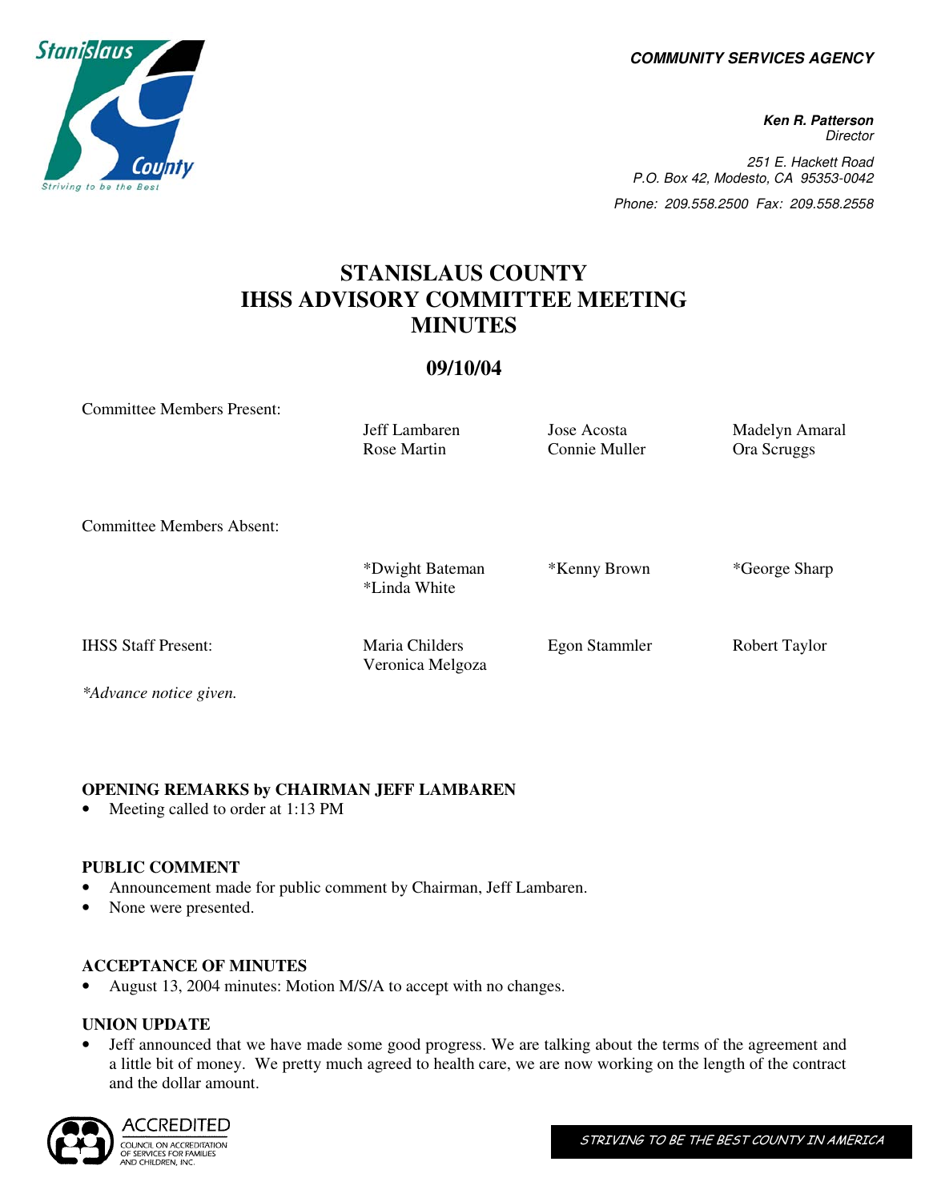**COMMUNITY SERVICES AGENCY**

**Ken R. Patterson**
*Director*

251 E. Hackett Road
P.O. Box 42, Modesto, CA 95353-0042
Phone: 209.558.2500 Fax: 209.558.2558

# STANISLAUS COUNTY IHSS ADVISORY COMMITTEE MEETING MINUTES

## 09/10/04

| | | | |
|---|---|---|---|
| Committee Members Present: | Jeff Lambaren | Jose Acosta | Madelyn Amaral |
| | Rose Martin | Connie Muller | Ora Scruggs |
| Committee Members Absent: | *Dwight Bateman | *Kenny Brown | *George Sharp |
| | *Linda White | | |
| IHSS Staff Present: | Maria Childers | Egon Stammler | Robert Taylor |
| | Veronica Melgoza | | |

*Advance notice given.*

### OPENING REMARKS by CHAIRMAN JEFF LAMBAREN

- Meeting called to order at 1:13 PM

### PUBLIC COMMENT

- Announcement made for public comment by Chairman, Jeff Lambaren.
- None were presented.

### ACCEPTANCE OF MINUTES

- August 13, 2004 minutes: Motion M/S/A to accept with no changes.

### UNION UPDATE

- Jeff announced that we have made some good progress. We are talking about the terms of the agreement and a little bit of money. We pretty much agreed to health care, we are now working on the length of the contract and the dollar amount.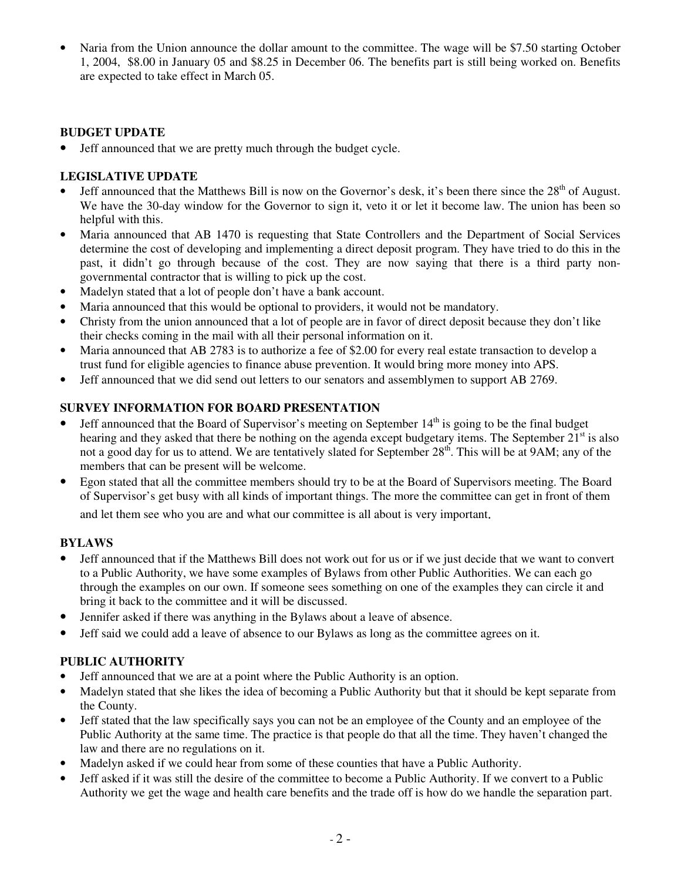- Naria from the Union announce the dollar amount to the committee. The wage will be $7.50 starting October 1, 2004, $8.00 in January 05 and $8.25 in December 06. The benefits part is still being worked on. Benefits are expected to take effect in March 05.

**BUDGET UPDATE**

- Jeff announced that we are pretty much through the budget cycle.

**LEGISLATIVE UPDATE**

- Jeff announced that the Matthews Bill is now on the Governor's desk, it's been there since the 28th of August. We have the 30-day window for the Governor to sign it, veto it or let it become law. The union has been so helpful with this.
- Maria announced that AB 1470 is requesting that State Controllers and the Department of Social Services determine the cost of developing and implementing a direct deposit program. They have tried to do this in the past, it didn't go through because of the cost. They are now saying that there is a third party non-governmental contractor that is willing to pick up the cost.
- Madelyn stated that a lot of people don't have a bank account.
- Maria announced that this would be optional to providers, it would not be mandatory.
- Christy from the union announced that a lot of people are in favor of direct deposit because they don't like their checks coming in the mail with all their personal information on it.
- Maria announced that AB 2783 is to authorize a fee of $2.00 for every real estate transaction to develop a trust fund for eligible agencies to finance abuse prevention. It would bring more money into APS.
- Jeff announced that we did send out letters to our senators and assemblymen to support AB 2769.

**SURVEY INFORMATION FOR BOARD PRESENTATION**

- Jeff announced that the Board of Supervisor's meeting on September 14th is going to be the final budget hearing and they asked that there be nothing on the agenda except budgetary items. The September 21st is also not a good day for us to attend. We are tentatively slated for September 28th. This will be at 9AM; any of the members that can be present will be welcome.
- Egon stated that all the committee members should try to be at the Board of Supervisors meeting. The Board of Supervisor's get busy with all kinds of important things. The more the committee can get in front of them and let them see who you are and what our committee is all about is very important.

**BYLAWS**

- Jeff announced that if the Matthews Bill does not work out for us or if we just decide that we want to convert to a Public Authority, we have some examples of Bylaws from other Public Authorities. We can each go through the examples on our own. If someone sees something on one of the examples they can circle it and bring it back to the committee and it will be discussed.
- Jennifer asked if there was anything in the Bylaws about a leave of absence.
- Jeff said we could add a leave of absence to our Bylaws as long as the committee agrees on it.

**PUBLIC AUTHORITY**

- Jeff announced that we are at a point where the Public Authority is an option.
- Madelyn stated that she likes the idea of becoming a Public Authority but that it should be kept separate from the County.
- Jeff stated that the law specifically says you can not be an employee of the County and an employee of the Public Authority at the same time. The practice is that people do that all the time. They haven't changed the law and there are no regulations on it.
- Madelyn asked if we could hear from some of these counties that have a Public Authority.
- Jeff asked if it was still the desire of the committee to become a Public Authority. If we convert to a Public Authority we get the wage and health care benefits and the trade off is how do we handle the separation part.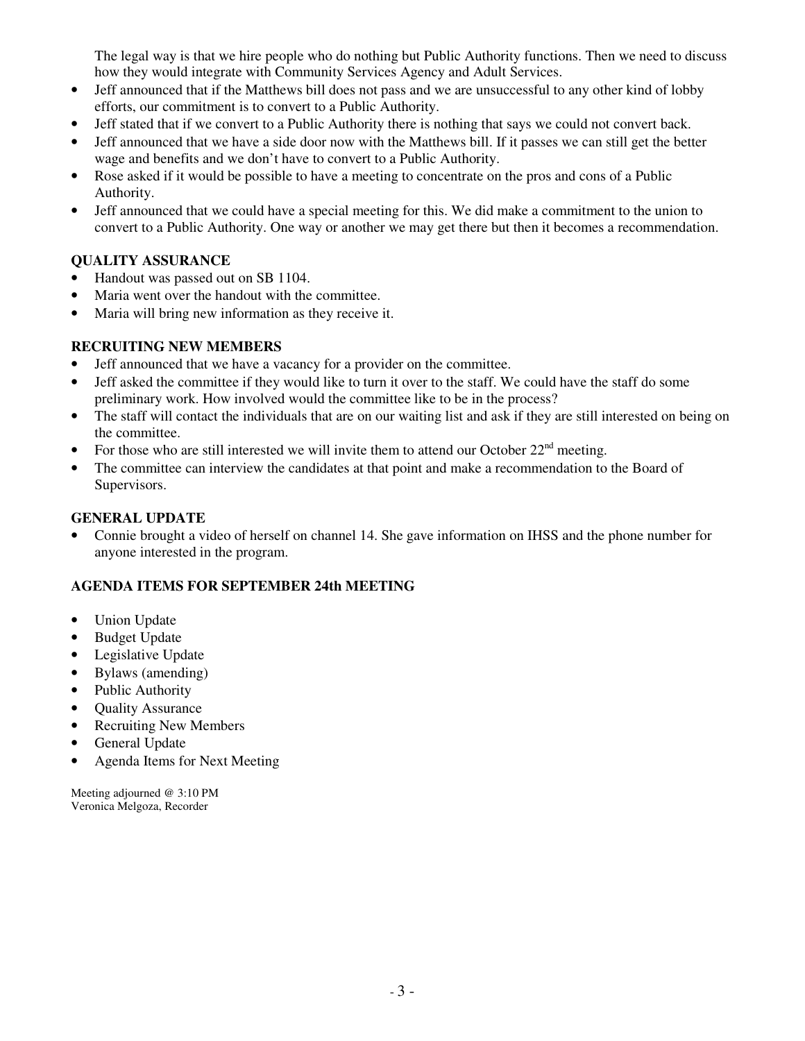The legal way is that we hire people who do nothing but Public Authority functions. Then we need to discuss how they would integrate with Community Services Agency and Adult Services.

- Jeff announced that if the Matthews bill does not pass and we are unsuccessful to any other kind of lobby efforts, our commitment is to convert to a Public Authority.
- Jeff stated that if we convert to a Public Authority there is nothing that says we could not convert back.
- Jeff announced that we have a side door now with the Matthews bill. If it passes we can still get the better wage and benefits and we don't have to convert to a Public Authority.
- Rose asked if it would be possible to have a meeting to concentrate on the pros and cons of a Public Authority.
- Jeff announced that we could have a special meeting for this. We did make a commitment to the union to convert to a Public Authority. One way or another we may get there but then it becomes a recommendation.

**QUALITY ASSURANCE**

- Handout was passed out on SB 1104.
- Maria went over the handout with the committee.
- Maria will bring new information as they receive it.

**RECRUITING NEW MEMBERS**

- Jeff announced that we have a vacancy for a provider on the committee.
- Jeff asked the committee if they would like to turn it over to the staff. We could have the staff do some preliminary work. How involved would the committee like to be in the process?
- The staff will contact the individuals that are on our waiting list and ask if they are still interested on being on the committee.
- For those who are still interested we will invite them to attend our October 22nd meeting.
- The committee can interview the candidates at that point and make a recommendation to the Board of Supervisors.

**GENERAL UPDATE**

- Connie brought a video of herself on channel 14. She gave information on IHSS and the phone number for anyone interested in the program.

**AGENDA ITEMS FOR SEPTEMBER 24th MEETING**

- Union Update
- Budget Update
- Legislative Update
- Bylaws (amending)
- Public Authority
- Quality Assurance
- Recruiting New Members
- General Update
- Agenda Items for Next Meeting

Meeting adjourned @ 3:10 PM
Veronica Melgoza, Recorder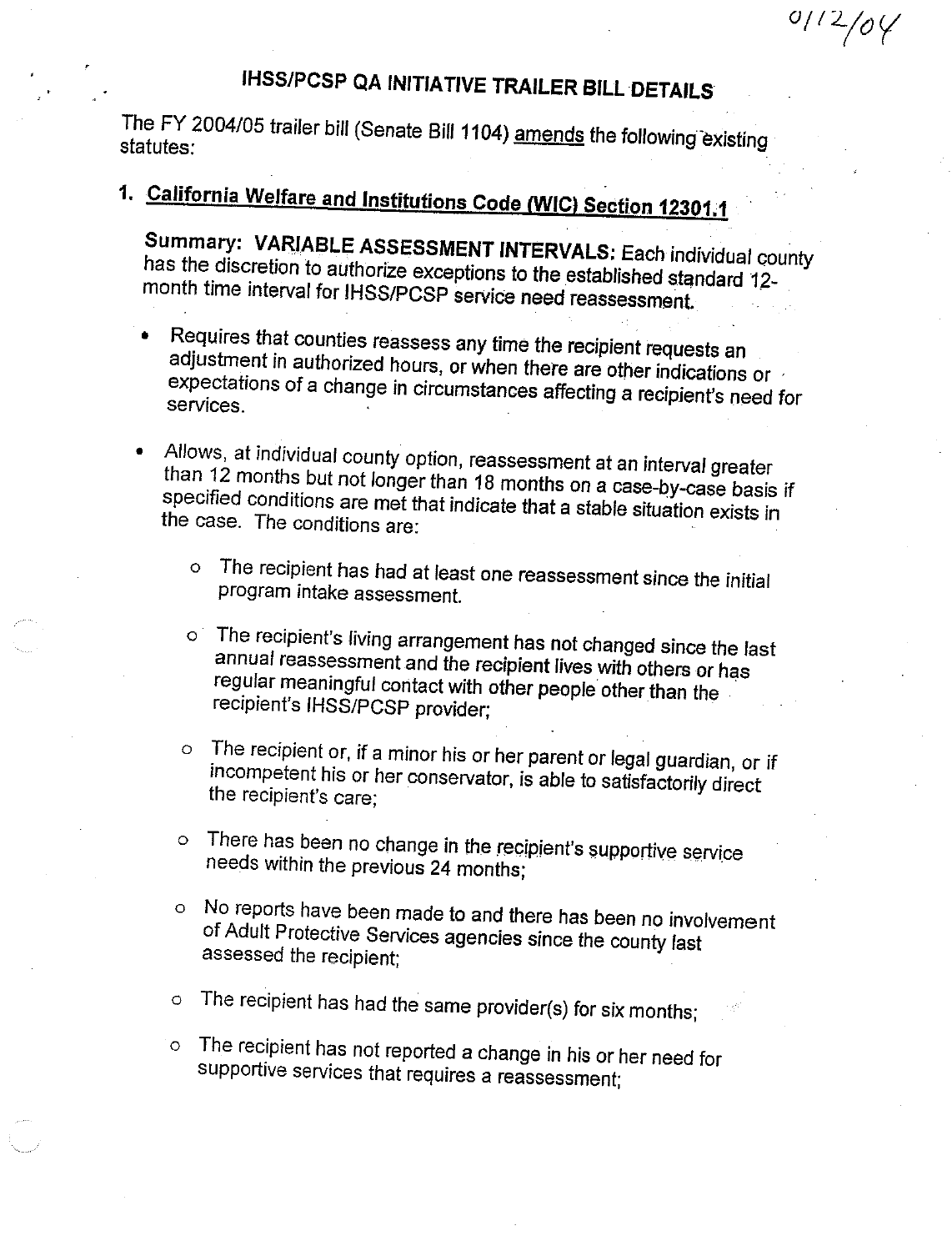01/12/04

# IHSS/PCSP QA INITIATIVE TRAILER BILL DETAILS

The FY 2004/05 trailer bill (Senate Bill 1104) <u>amends</u> the following existing statutes:

## 1. <u>California Welfare and Institutions Code (WIC) Section 12301.1</u>

**Summary: VARIABLE ASSESSMENT INTERVALS:** Each individual county has the discretion to authorize exceptions to the established standard 12-month time interval for IHSS/PCSP service need reassessment.

- Requires that counties reassess any time the recipient requests an adjustment in authorized hours, or when there are other indications or expectations of a change in circumstances affecting a recipient's need for services.
- Allows, at individual county option, reassessment at an interval greater than 12 months but not longer than 18 months on a case-by-case basis if specified conditions are met that indicate that a stable situation exists in the case. The conditions are:
  - The recipient has had at least one reassessment since the initial program intake assessment.
  - The recipient's living arrangement has not changed since the last annual reassessment and the recipient lives with others or has regular meaningful contact with other people other than the recipient's IHSS/PCSP provider;
  - The recipient or, if a minor his or her parent or legal guardian, or if incompetent his or her conservator, is able to satisfactorily direct the recipient's care;
  - There has been no change in the recipient's supportive service needs within the previous 24 months;
  - No reports have been made to and there has been no involvement of Adult Protective Services agencies since the county last assessed the recipient;
  - The recipient has had the same provider(s) for six months;
  - The recipient has not reported a change in his or her need for supportive services that requires a reassessment;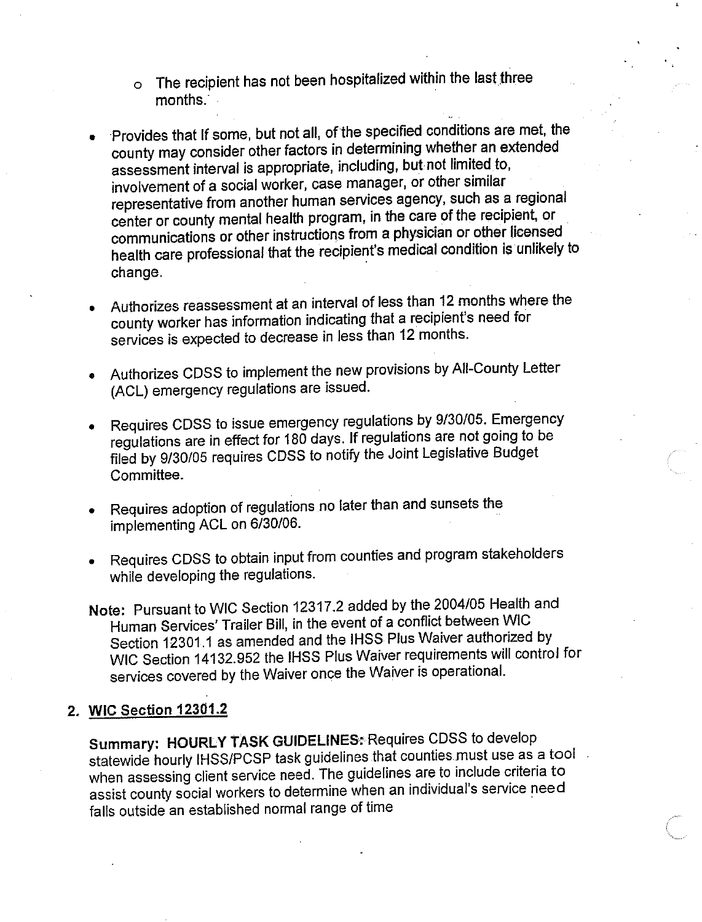- The recipient has not been hospitalized within the last three months.

- Provides that If some, but not all, of the specified conditions are met, the county may consider other factors in determining whether an extended assessment interval is appropriate, including, but not limited to, involvement of a social worker, case manager, or other similar representative from another human services agency, such as a regional center or county mental health program, in the care of the recipient, or communications or other instructions from a physician or other licensed health care professional that the recipient's medical condition is unlikely to change.

- Authorizes reassessment at an interval of less than 12 months where the county worker has information indicating that a recipient's need for services is expected to decrease in less than 12 months.

- Authorizes CDSS to implement the new provisions by All-County Letter (ACL) emergency regulations are issued.

- Requires CDSS to issue emergency regulations by 9/30/05. Emergency regulations are in effect for 180 days. If regulations are not going to be filed by 9/30/05 requires CDSS to notify the Joint Legislative Budget Committee.

- Requires adoption of regulations no later than and sunsets the implementing ACL on 6/30/06.

- Requires CDSS to obtain input from counties and program stakeholders while developing the regulations.

**Note:** Pursuant to WIC Section 12317.2 added by the 2004/05 Health and Human Services' Trailer Bill, in the event of a conflict between WIC Section 12301.1 as amended and the IHSS Plus Waiver authorized by WIC Section 14132.952 the IHSS Plus Waiver requirements will control for services covered by the Waiver once the Waiver is operational.

## 2. WIC Section 12301.2

**Summary: HOURLY TASK GUIDELINES:** Requires CDSS to develop statewide hourly IHSS/PCSP task guidelines that counties must use as a tool when assessing client service need. The guidelines are to include criteria to assist county social workers to determine when an individual's service need falls outside an established normal range of time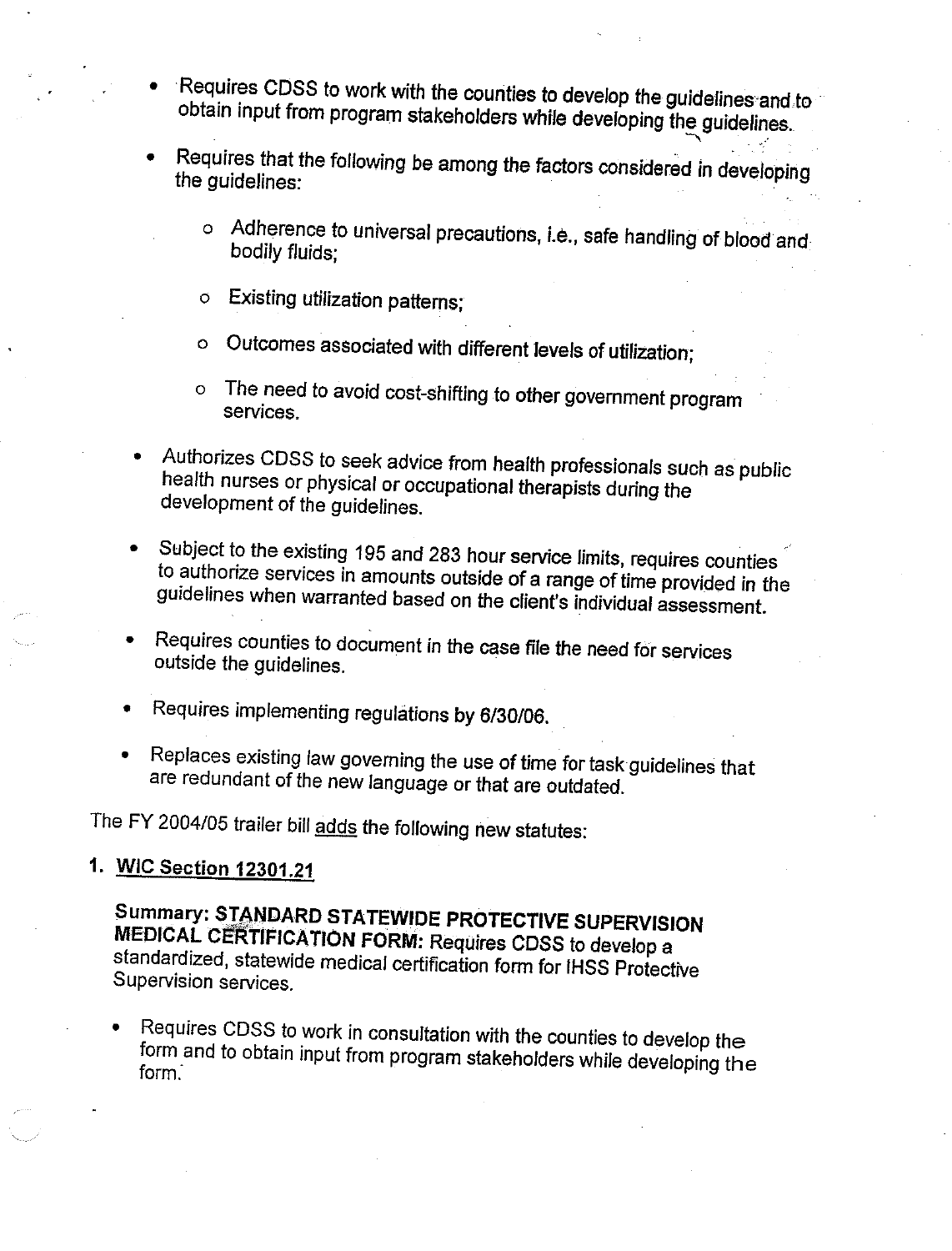- Requires CDSS to work with the counties to develop the guidelines and to obtain input from program stakeholders while developing the guidelines.
- Requires that the following be among the factors considered in developing the guidelines:
  - Adherence to universal precautions, i.e., safe handling of blood and bodily fluids;
  - Existing utilization patterns;
  - Outcomes associated with different levels of utilization;
  - The need to avoid cost-shifting to other government program services.
- Authorizes CDSS to seek advice from health professionals such as public health nurses or physical or occupational therapists during the development of the guidelines.
- Subject to the existing 195 and 283 hour service limits, requires counties to authorize services in amounts outside of a range of time provided in the guidelines when warranted based on the client's individual assessment.
- Requires counties to document in the case file the need for services outside the guidelines.
- Requires implementing regulations by 6/30/06.
- Replaces existing law governing the use of time for task guidelines that are redundant of the new language or that are outdated.

The FY 2004/05 trailer bill adds the following new statutes:

**1. WIC Section 12301.21**

**Summary: STANDARD STATEWIDE PROTECTIVE SUPERVISION MEDICAL CERTIFICATION FORM:** Requires CDSS to develop a standardized, statewide medical certification form for IHSS Protective Supervision services.

- Requires CDSS to work in consultation with the counties to develop the form and to obtain input from program stakeholders while developing the form.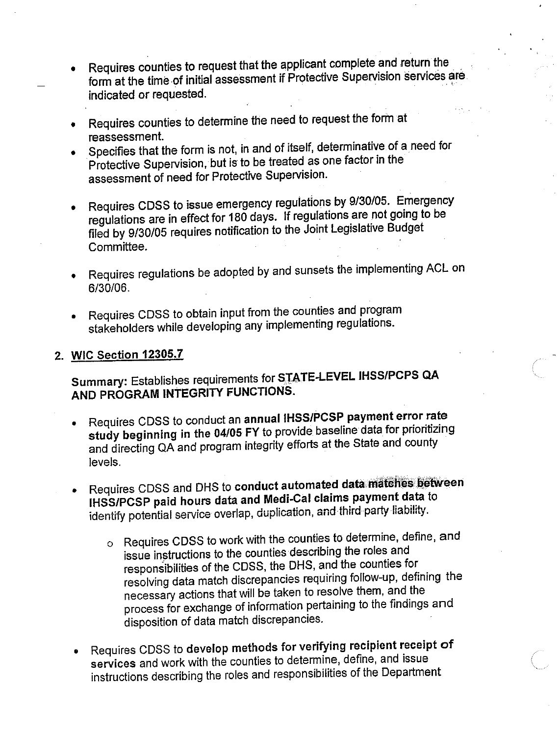- Requires counties to request that the applicant complete and return the form at the time of initial assessment if Protective Supervision services are indicated or requested.

- Requires counties to determine the need to request the form at reassessment.
- Specifies that the form is not, in and of itself, determinative of a need for Protective Supervision, but is to be treated as one factor in the assessment of need for Protective Supervision.

- Requires CDSS to issue emergency regulations by 9/30/05. Emergency regulations are in effect for 180 days. If regulations are not going to be filed by 9/30/05 requires notification to the Joint Legislative Budget Committee.

- Requires regulations be adopted by and sunsets the implementing ACL on 6/30/06.

- Requires CDSS to obtain input from the counties and program stakeholders while developing any implementing regulations.

2. <u>WIC Section 12305.7</u>

   **Summary:** Establishes requirements for **STATE-LEVEL IHSS/PCPS QA AND PROGRAM INTEGRITY FUNCTIONS.**

   - Requires CDSS to conduct an **annual IHSS/PCSP payment error rate study beginning in the 04/05 FY** to provide baseline data for prioritizing and directing QA and program integrity efforts at the State and county levels.

   - Requires CDSS and DHS to **conduct automated data matches between IHSS/PCSP paid hours data and Medi-Cal claims payment data** to identify potential service overlap, duplication, and third party liability.

     - Requires CDSS to work with the counties to determine, define, and issue instructions to the counties describing the roles and responsibilities of the CDSS, the DHS, and the counties for resolving data match discrepancies requiring follow-up, defining the necessary actions that will be taken to resolve them, and the process for exchange of information pertaining to the findings and disposition of data match discrepancies.

   - Requires CDSS to **develop methods for verifying recipient receipt of services** and work with the counties to determine, define, and issue instructions describing the roles and responsibilities of the Department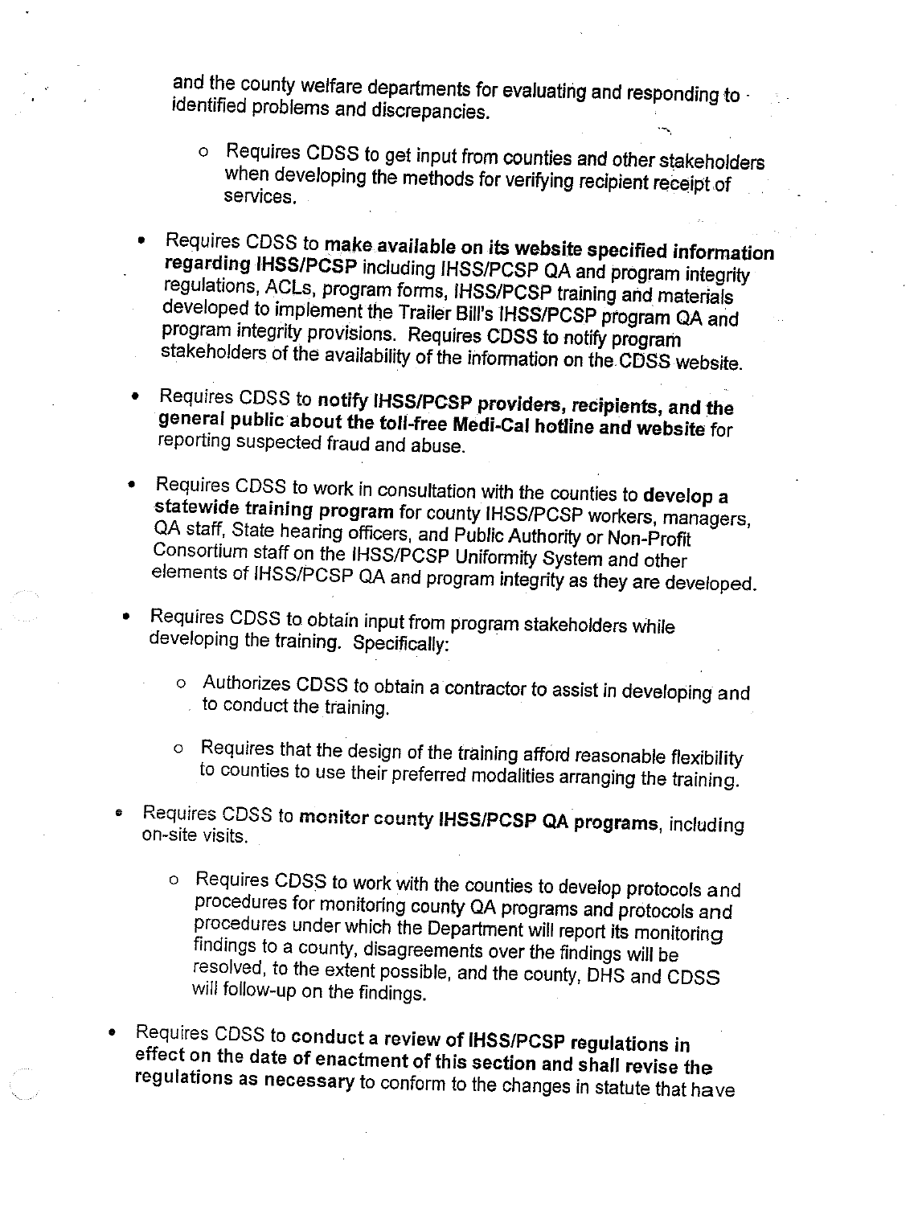and the county welfare departments for evaluating and responding to identified problems and discrepancies.

    - Requires CDSS to get input from counties and other stakeholders when developing the methods for verifying recipient receipt of services.

- Requires CDSS to **make available on its website specified information regarding IHSS/PCSP** including IHSS/PCSP QA and program integrity regulations, ACLs, program forms, IHSS/PCSP training and materials developed to implement the Trailer Bill's IHSS/PCSP program QA and program integrity provisions. Requires CDSS to notify program stakeholders of the availability of the information on the CDSS website.

- Requires CDSS to **notify IHSS/PCSP providers, recipients, and the general public about the toll-free Medi-Cal hotline and website** for reporting suspected fraud and abuse.

- Requires CDSS to work in consultation with the counties to **develop a statewide training program** for county IHSS/PCSP workers, managers, QA staff, State hearing officers, and Public Authority or Non-Profit Consortium staff on the IHSS/PCSP Uniformity System and other elements of IHSS/PCSP QA and program integrity as they are developed.

- Requires CDSS to obtain input from program stakeholders while developing the training. Specifically:

    - Authorizes CDSS to obtain a contractor to assist in developing and to conduct the training.

    - Requires that the design of the training afford reasonable flexibility to counties to use their preferred modalities arranging the training.

- Requires CDSS to **monitor county IHSS/PCSP QA programs**, including on-site visits.

    - Requires CDSS to work with the counties to develop protocols and procedures for monitoring county QA programs and protocols and procedures under which the Department will report its monitoring findings to a county, disagreements over the findings will be resolved, to the extent possible, and the county, DHS and CDSS will follow-up on the findings.

- Requires CDSS to **conduct a review of IHSS/PCSP regulations in effect on the date of enactment of this section and shall revise the regulations as necessary** to conform to the changes in statute that have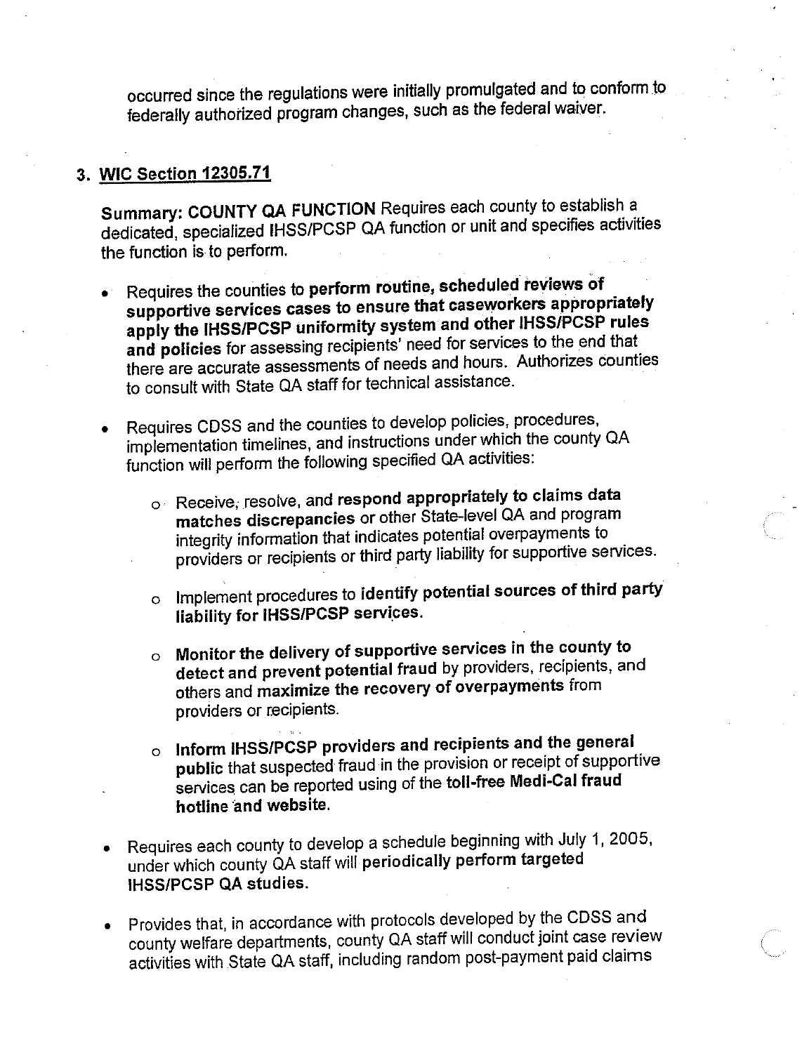occurred since the regulations were initially promulgated and to conform to federally authorized program changes, such as the federal waiver.

3. **WIC Section 12305.71**

   **Summary: COUNTY QA FUNCTION** Requires each county to establish a dedicated, specialized IHSS/PCSP QA function or unit and specifies activities the function is to perform.

   - Requires the counties to **perform routine, scheduled reviews of supportive services cases to ensure that caseworkers appropriately apply the IHSS/PCSP uniformity system and other IHSS/PCSP rules and policies** for assessing recipients' need for services to the end that there are accurate assessments of needs and hours. Authorizes counties to consult with State QA staff for technical assistance.

   - Requires CDSS and the counties to develop policies, procedures, implementation timelines, and instructions under which the county QA function will perform the following specified QA activities:

     - Receive, resolve, and **respond appropriately to claims data matches discrepancies** or other State-level QA and program integrity information that indicates potential overpayments to providers or recipients or third party liability for supportive services.

     - Implement procedures to **identify potential sources of third party liability for IHSS/PCSP services.**

     - **Monitor the delivery of supportive services in the county to detect and prevent potential fraud** by providers, recipients, and others and **maximize the recovery of overpayments** from providers or recipients.

     - **Inform IHSS/PCSP providers and recipients and the general public** that suspected fraud in the provision or receipt of supportive services can be reported using of the **toll-free Medi-Cal fraud hotline and website.**

   - Requires each county to develop a schedule beginning with July 1, 2005, under which county QA staff will **periodically perform targeted IHSS/PCSP QA studies.**

   - Provides that, in accordance with protocols developed by the CDSS and county welfare departments, county QA staff will conduct joint case review activities with State QA staff, including random post-payment paid claims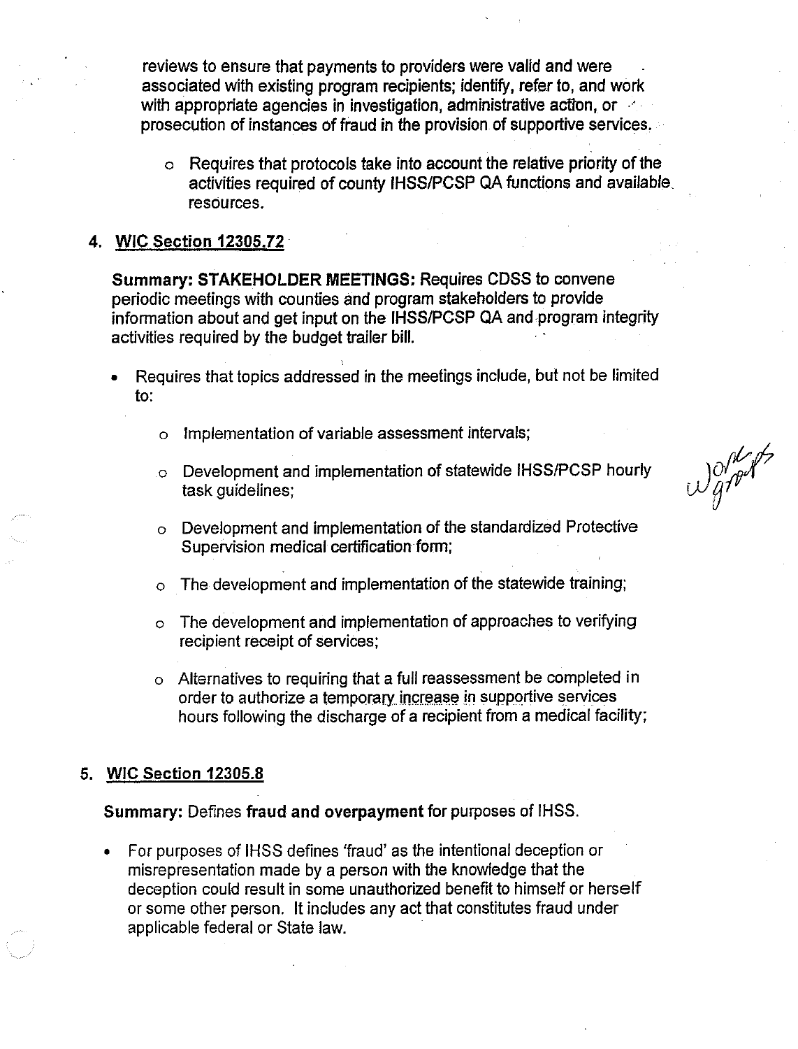reviews to ensure that payments to providers were valid and were associated with existing program recipients; identify, refer to, and work with appropriate agencies in investigation, administrative action, or prosecution of instances of fraud in the provision of supportive services.

- Requires that protocols take into account the relative priority of the activities required of county IHSS/PCSP QA functions and available resources.

4. **WIC Section 12305.72**

**Summary: STAKEHOLDER MEETINGS:** Requires CDSS to convene periodic meetings with counties and program stakeholders to provide information about and get input on the IHSS/PCSP QA and program integrity activities required by the budget trailer bill.

- Requires that topics addressed in the meetings include, but not be limited to:
  - Implementation of variable assessment intervals;
  - Development and implementation of statewide IHSS/PCSP hourly task guidelines;
  - Development and implementation of the standardized Protective Supervision medical certification form;
  - The development and implementation of the statewide training;
  - The development and implementation of approaches to verifying recipient receipt of services;
  - Alternatives to requiring that a full reassessment be completed in order to authorize a temporary increase in supportive services hours following the discharge of a recipient from a medical facility;

Work group

5. **WIC Section 12305.8**

**Summary:** Defines **fraud and overpayment** for purposes of IHSS.

- For purposes of IHSS defines 'fraud' as the intentional deception or misrepresentation made by a person with the knowledge that the deception could result in some unauthorized benefit to himself or herself or some other person. It includes any act that constitutes fraud under applicable federal or State law.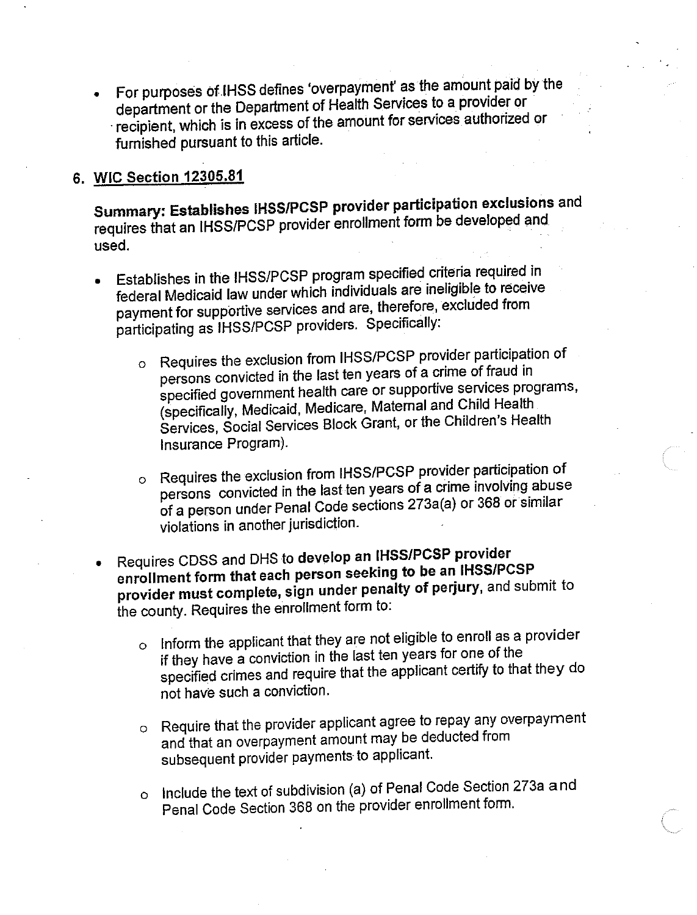- For purposes of IHSS defines 'overpayment' as the amount paid by the department or the Department of Health Services to a provider or recipient, which is in excess of the amount for services authorized or furnished pursuant to this article.

## 6. WIC Section 12305.81

**Summary: Establishes IHSS/PCSP provider participation exclusions** and requires that an IHSS/PCSP provider enrollment form be developed and used.

- Establishes in the IHSS/PCSP program specified criteria required in federal Medicaid law under which individuals are ineligible to receive payment for supportive services and are, therefore, excluded from participating as IHSS/PCSP providers. Specifically:
  - Requires the exclusion from IHSS/PCSP provider participation of persons convicted in the last ten years of a crime of fraud in specified government health care or supportive services programs, (specifically, Medicaid, Medicare, Maternal and Child Health Services, Social Services Block Grant, or the Children's Health Insurance Program).
  - Requires the exclusion from IHSS/PCSP provider participation of persons convicted in the last ten years of a crime involving abuse of a person under Penal Code sections 273a(a) or 368 or similar violations in another jurisdiction.
- Requires CDSS and DHS to **develop an IHSS/PCSP provider enrollment form that each person seeking to be an IHSS/PCSP provider must complete, sign under penalty of perjury,** and submit to the county. Requires the enrollment form to:
  - Inform the applicant that they are not eligible to enroll as a provider if they have a conviction in the last ten years for one of the specified crimes and require that the applicant certify to that they do not have such a conviction.
  - Require that the provider applicant agree to repay any overpayment and that an overpayment amount may be deducted from subsequent provider payments to applicant.
  - Include the text of subdivision (a) of Penal Code Section 273a and Penal Code Section 368 on the provider enrollment form.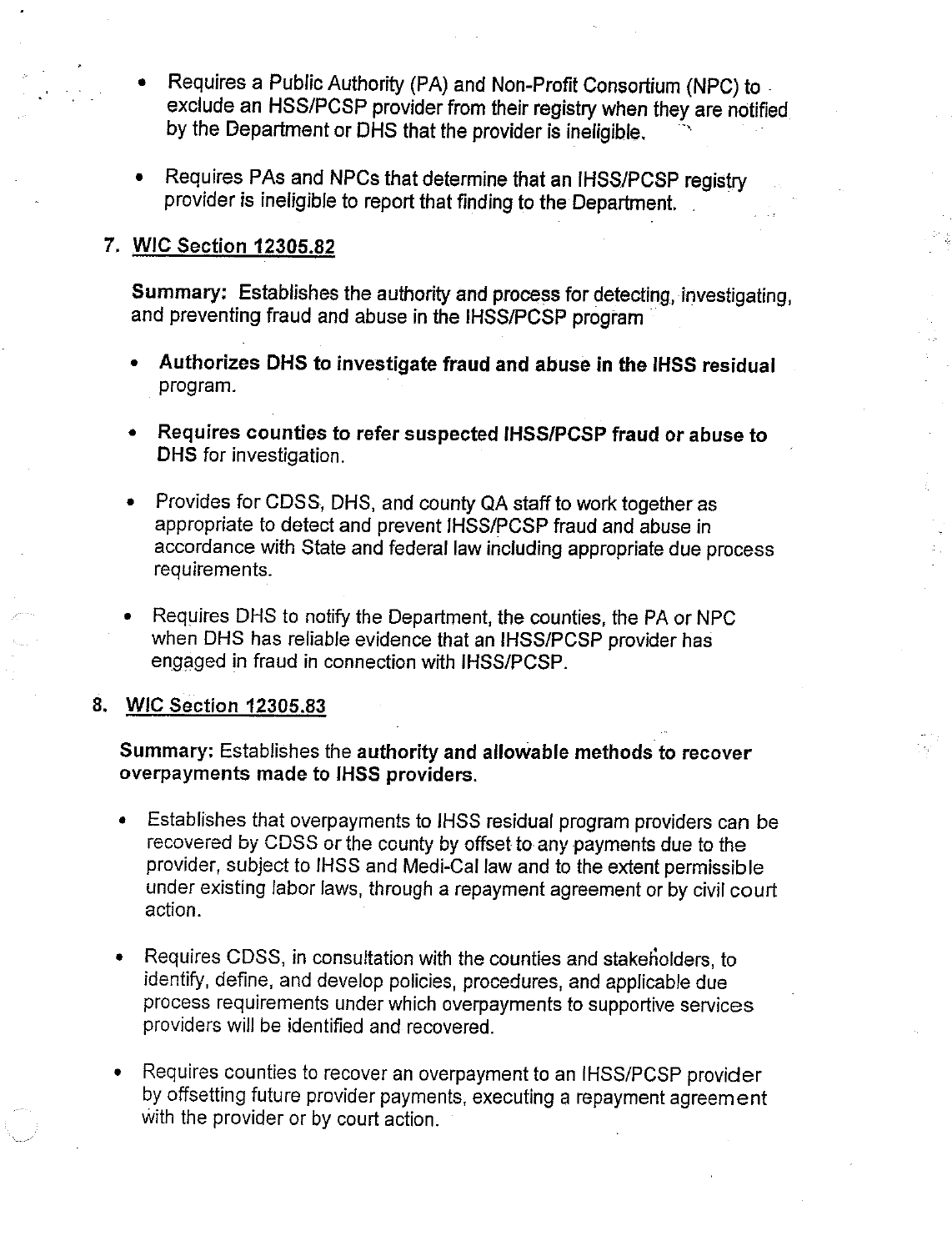- Requires a Public Authority (PA) and Non-Profit Consortium (NPC) to exclude an HSS/PCSP provider from their registry when they are notified by the Department or DHS that the provider is ineligible.

- Requires PAs and NPCs that determine that an IHSS/PCSP registry provider is ineligible to report that finding to the Department.

7. <u>WIC Section 12305.82</u>

   **Summary:** Establishes the authority and process for detecting, investigating, and preventing fraud and abuse in the IHSS/PCSP program

   - **Authorizes DHS to investigate fraud and abuse in the IHSS residual** program.

   - **Requires counties to refer suspected IHSS/PCSP fraud or abuse to DHS** for investigation.

   - Provides for CDSS, DHS, and county QA staff to work together as appropriate to detect and prevent IHSS/PCSP fraud and abuse in accordance with State and federal law including appropriate due process requirements.

   - Requires DHS to notify the Department, the counties, the PA or NPC when DHS has reliable evidence that an IHSS/PCSP provider has engaged in fraud in connection with IHSS/PCSP.

8. <u>WIC Section 12305.83</u>

   **Summary:** Establishes the **authority and allowable methods to recover overpayments made to IHSS providers.**

   - Establishes that overpayments to IHSS residual program providers can be recovered by CDSS or the county by offset to any payments due to the provider, subject to IHSS and Medi-Cal law and to the extent permissible under existing labor laws, through a repayment agreement or by civil court action.

   - Requires CDSS, in consultation with the counties and stakeholders, to identify, define, and develop policies, procedures, and applicable due process requirements under which overpayments to supportive services providers will be identified and recovered.

   - Requires counties to recover an overpayment to an IHSS/PCSP provider by offsetting future provider payments, executing a repayment agreement with the provider or by court action.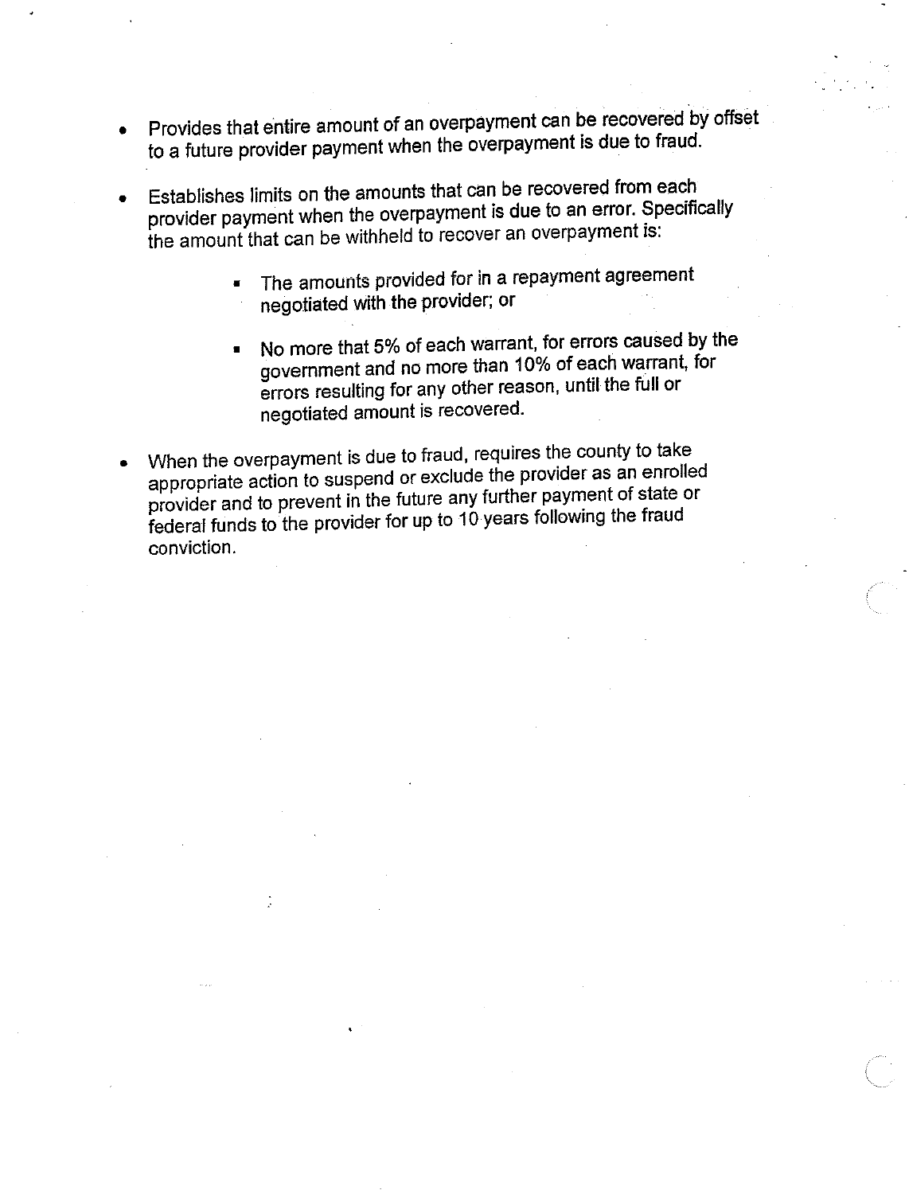- Provides that entire amount of an overpayment can be recovered by offset to a future provider payment when the overpayment is due to fraud.

- Establishes limits on the amounts that can be recovered from each provider payment when the overpayment is due to an error. Specifically the amount that can be withheld to recover an overpayment is:

  - The amounts provided for in a repayment agreement negotiated with the provider; or

  - No more that 5% of each warrant, for errors caused by the government and no more than 10% of each warrant, for errors resulting for any other reason, until the full or negotiated amount is recovered.

- When the overpayment is due to fraud, requires the county to take appropriate action to suspend or exclude the provider as an enrolled provider and to prevent in the future any further payment of state or federal funds to the provider for up to 10 years following the fraud conviction.